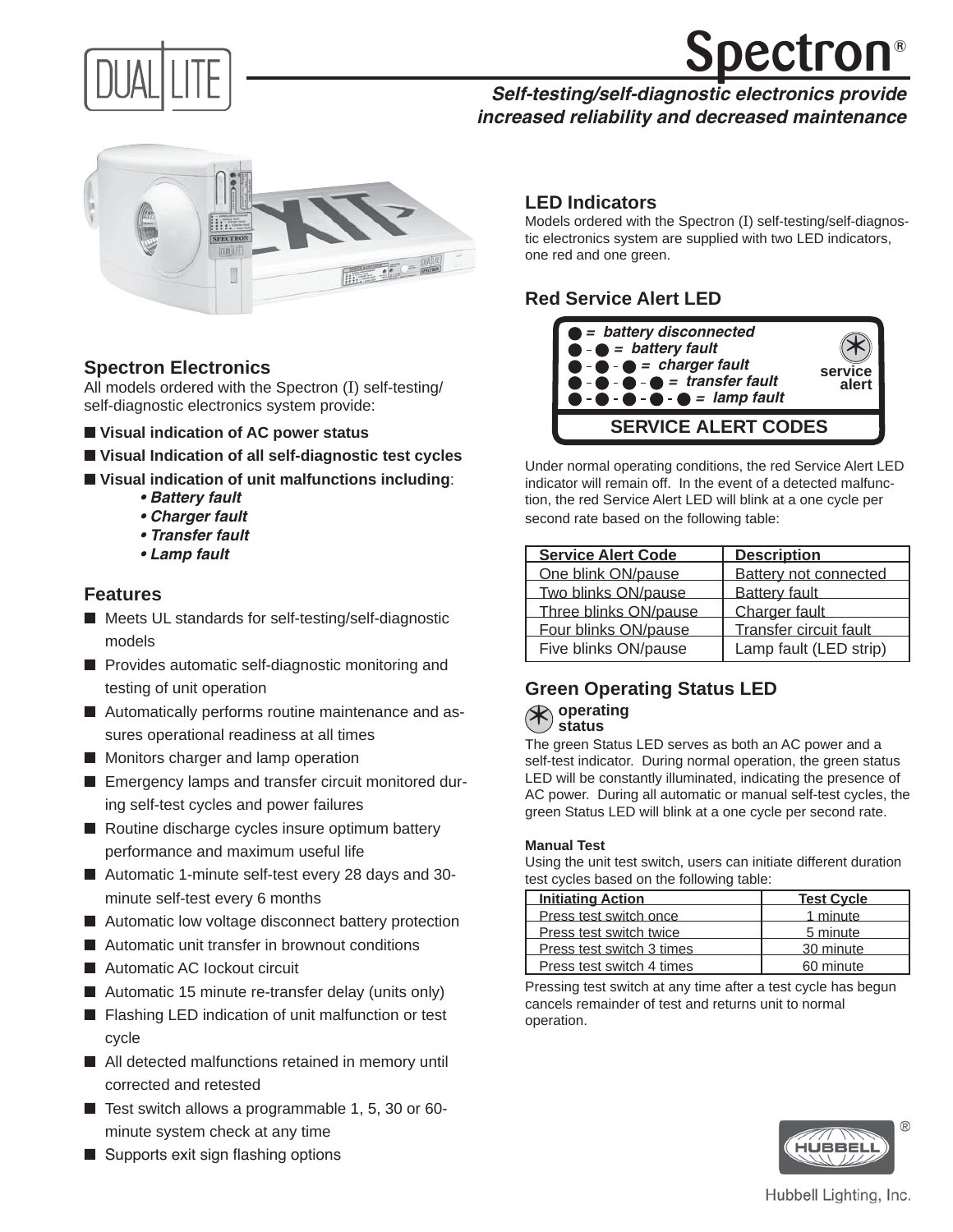# Spectron®

***Self-testing/self-diagnostic electronics provide increased reliability and decreased maintenance***

## Spectron Electronics

All models ordered with the Spectron (I) self-testing/self-diagnostic electronics system provide:

- **Visual indication of AC power status**
- **Visual Indication of all self-diagnostic test cycles**
- **Visual indication of unit malfunctions including**:
  - ***Battery fault***
  - ***Charger fault***
  - ***Transfer fault***
  - ***Lamp fault***

## Features

- Meets UL standards for self-testing/self-diagnostic models
- Provides automatic self-diagnostic monitoring and testing of unit operation
- Automatically performs routine maintenance and assures operational readiness at all times
- Monitors charger and lamp operation
- Emergency lamps and transfer circuit monitored during self-test cycles and power failures
- Routine discharge cycles insure optimum battery performance and maximum useful life
- Automatic 1-minute self-test every 28 days and 30-minute self-test every 6 months
- Automatic low voltage disconnect battery protection
- Automatic unit transfer in brownout conditions
- Automatic AC lockout circuit
- Automatic 15 minute re-transfer delay (units only)
- Flashing LED indication of unit malfunction or test cycle
- All detected malfunctions retained in memory until corrected and retested
- Test switch allows a programmable 1, 5, 30 or 60-minute system check at any time
- Supports exit sign flashing options

## LED Indicators

Models ordered with the Spectron (I) self-testing/self-diagnostic electronics system are supplied with two LED indicators, one red and one green.

## Red Service Alert LED

**SERVICE ALERT CODES**

- ● = *battery disconnected*
- ● - ● = *battery fault*
- ● - ● - ● = *charger fault*
- ● - ● - ● - ● = *transfer fault*
- ● - ● - ● - ● - ● = *lamp fault*

service alert

Under normal operating conditions, the red Service Alert LED indicator will remain off. In the event of a detected malfunction, the red Service Alert LED will blink at a one cycle per second rate based on the following table:

| Service Alert Code | Description |
|---|---|
| One blink ON/pause | Battery not connected |
| Two blinks ON/pause | Battery fault |
| Three blinks ON/pause | Charger fault |
| Four blinks ON/pause | Transfer circuit fault |
| Five blinks ON/pause | Lamp fault (LED strip) |

## Green Operating Status LED

operating status

The green Status LED serves as both an AC power and a self-test indicator. During normal operation, the green status LED will be constantly illuminated, indicating the presence of AC power. During all automatic or manual self-test cycles, the green Status LED will blink at a one cycle per second rate.

**Manual Test**

Using the unit test switch, users can initiate different duration test cycles based on the following table:

| Initiating Action | Test Cycle |
|---|---|
| Press test switch once | 1 minute |
| Press test switch twice | 5 minute |
| Press test switch 3 times | 30 minute |
| Press test switch 4 times | 60 minute |

Pressing test switch at any time after a test cycle has begun cancels remainder of test and returns unit to normal operation.

Hubbell Lighting, Inc.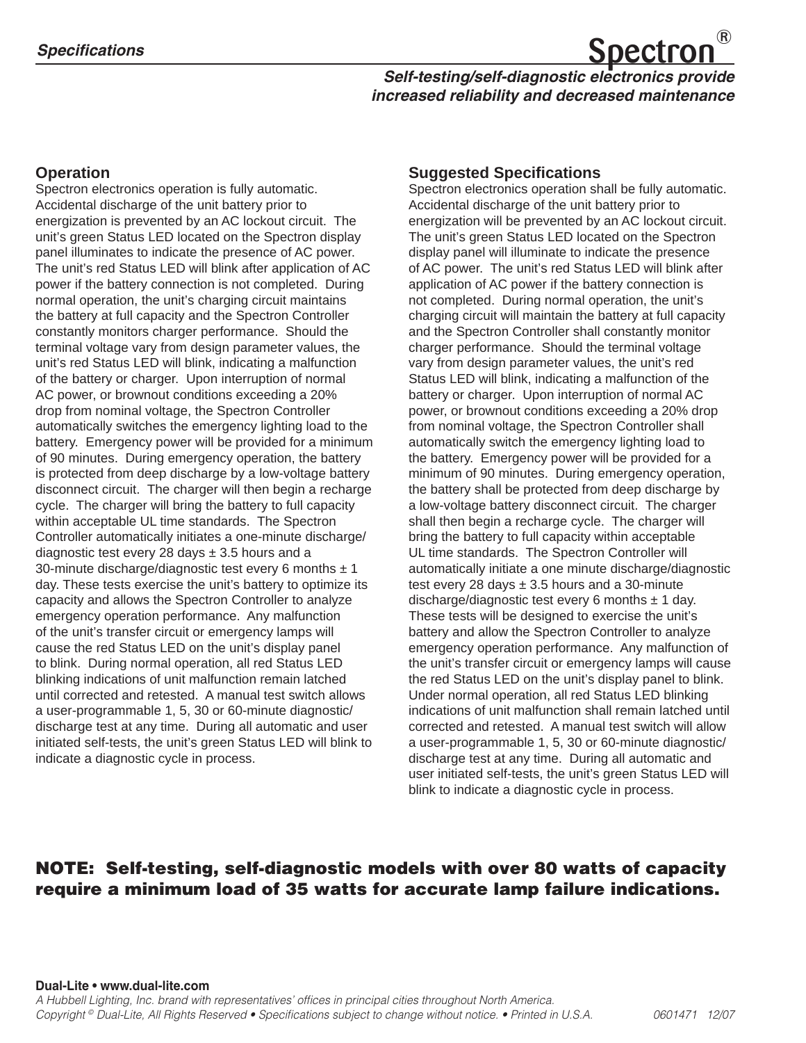*Self-testing/self-diagnostic electronics provide increased reliability and decreased maintenance*

## Operation

Spectron electronics operation is fully automatic. Accidental discharge of the unit battery prior to energization is prevented by an AC lockout circuit. The unit's green Status LED located on the Spectron display panel illuminates to indicate the presence of AC power. The unit's red Status LED will blink after application of AC power if the battery connection is not completed. During normal operation, the unit's charging circuit maintains the battery at full capacity and the Spectron Controller constantly monitors charger performance. Should the terminal voltage vary from design parameter values, the unit's red Status LED will blink, indicating a malfunction of the battery or charger. Upon interruption of normal AC power, or brownout conditions exceeding a 20% drop from nominal voltage, the Spectron Controller automatically switches the emergency lighting load to the battery. Emergency power will be provided for a minimum of 90 minutes. During emergency operation, the battery is protected from deep discharge by a low-voltage battery disconnect circuit. The charger will then begin a recharge cycle. The charger will bring the battery to full capacity within acceptable UL time standards. The Spectron Controller automatically initiates a one-minute discharge/diagnostic test every 28 days ± 3.5 hours and a 30-minute discharge/diagnostic test every 6 months ± 1 day. These tests exercise the unit's battery to optimize its capacity and allows the Spectron Controller to analyze emergency operation performance. Any malfunction of the unit's transfer circuit or emergency lamps will cause the red Status LED on the unit's display panel to blink. During normal operation, all red Status LED blinking indications of unit malfunction remain latched until corrected and retested. A manual test switch allows a user-programmable 1, 5, 30 or 60-minute diagnostic/discharge test at any time. During all automatic and user initiated self-tests, the unit's green Status LED will blink to indicate a diagnostic cycle in process.

## Suggested Specifications

Spectron electronics operation shall be fully automatic. Accidental discharge of the unit battery prior to energization will be prevented by an AC lockout circuit. The unit's green Status LED located on the Spectron display panel will illuminate to indicate the presence of AC power. The unit's red Status LED will blink after application of AC power if the battery connection is not completed. During normal operation, the unit's charging circuit will maintain the battery at full capacity and the Spectron Controller shall constantly monitor charger performance. Should the terminal voltage vary from design parameter values, the unit's red Status LED will blink, indicating a malfunction of the battery or charger. Upon interruption of normal AC power, or brownout conditions exceeding a 20% drop from nominal voltage, the Spectron Controller shall automatically switch the emergency lighting load to the battery. Emergency power will be provided for a minimum of 90 minutes. During emergency operation, the battery shall be protected from deep discharge by a low-voltage battery disconnect circuit. The charger shall then begin a recharge cycle. The charger will bring the battery to full capacity within acceptable UL time standards. The Spectron Controller will automatically initiate a one minute discharge/diagnostic test every 28 days ± 3.5 hours and a 30-minute discharge/diagnostic test every 6 months ± 1 day. These tests will be designed to exercise the unit's battery and allow the Spectron Controller to analyze emergency operation performance. Any malfunction of the unit's transfer circuit or emergency lamps will cause the red Status LED on the unit's display panel to blink. Under normal operation, all red Status LED blinking indications of unit malfunction shall remain latched until corrected and retested. A manual test switch will allow a user-programmable 1, 5, 30 or 60-minute diagnostic/discharge test at any time. During all automatic and user initiated self-tests, the unit's green Status LED will blink to indicate a diagnostic cycle in process.

**NOTE: Self-testing, self-diagnostic models with over 80 watts of capacity require a minimum load of 35 watts for accurate lamp failure indications.**

**Dual-Lite • www.dual-lite.com**

*A Hubbell Lighting, Inc. brand with representatives' offices in principal cities throughout North America.*

*Copyright © Dual-Lite, All Rights Reserved • Specifications subject to change without notice. • Printed in U.S.A.* *0601471 12/07*